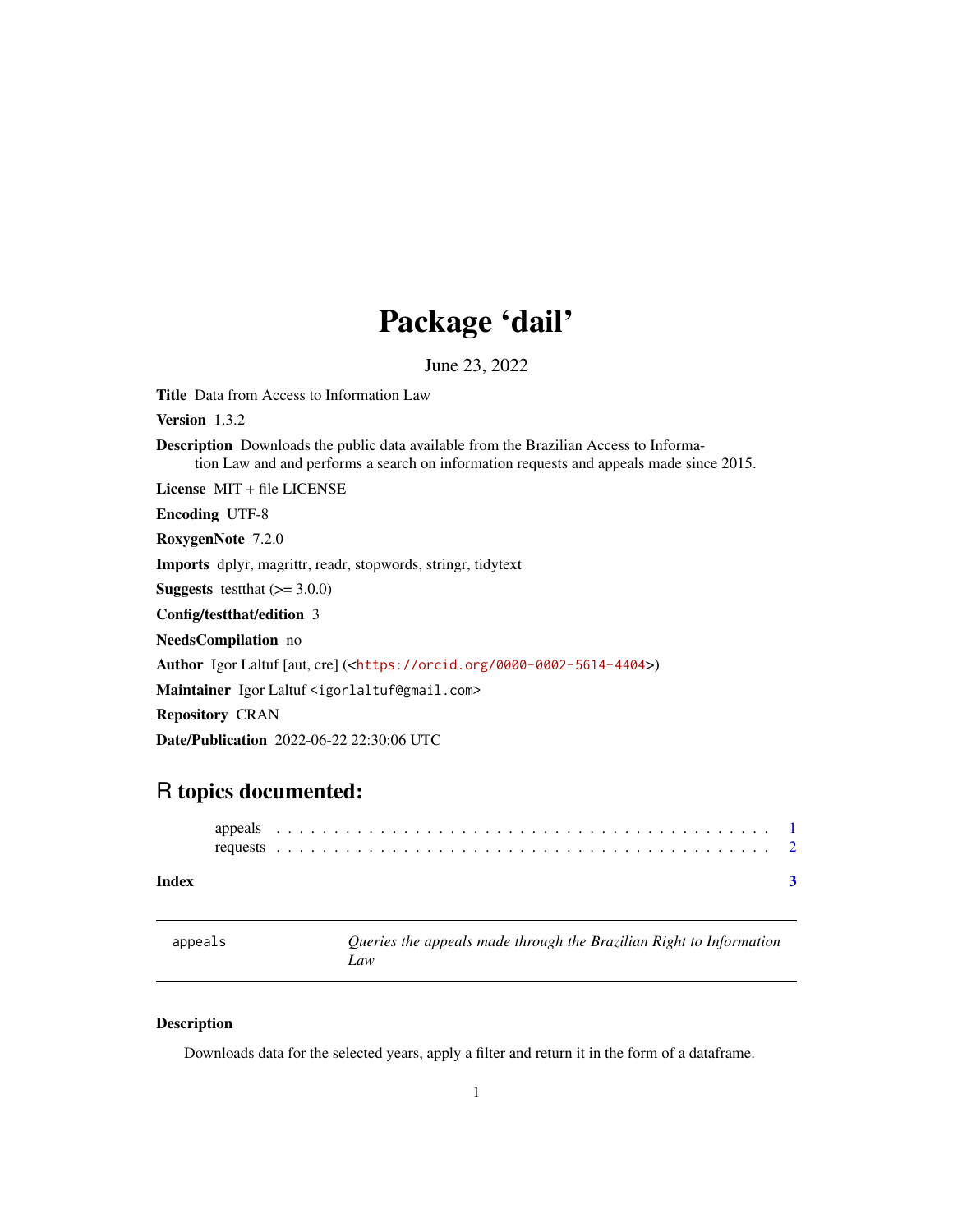# Package 'dail'

June 23, 2022

**Title** Data from Access to Information Law

**Version** 1.3.2

**Description** Downloads the public data available from the Brazilian Access to Information Law and and performs a search on information requests and appeals made since 2015.

**License** MIT + file LICENSE

**Encoding** UTF-8

**RoxygenNote** 7.2.0

**Imports** dplyr, magrittr, readr, stopwords, stringr, tidytext

**Suggests** testthat (>= 3.0.0)

**Config/testthat/edition** 3

**NeedsCompilation** no

**Author** Igor Laltuf [aut, cre] (<https://orcid.org/0000-0002-5614-4404>)

**Maintainer** Igor Laltuf <igorlaltuf@gmail.com>

**Repository** CRAN

**Date/Publication** 2022-06-22 22:30:06 UTC

## R topics documented:

appeals . . . . . . . . . . . . . . . . . . . . . . . . . . . . . . . . . . . . . . . . . . 1
requests . . . . . . . . . . . . . . . . . . . . . . . . . . . . . . . . . . . . . . . . . . 2

**Index** **3**

---

`appeals` *Queries the appeals made through the Brazilian Right to Information Law*

---

### Description

Downloads data for the selected years, apply a filter and return it in the form of a dataframe.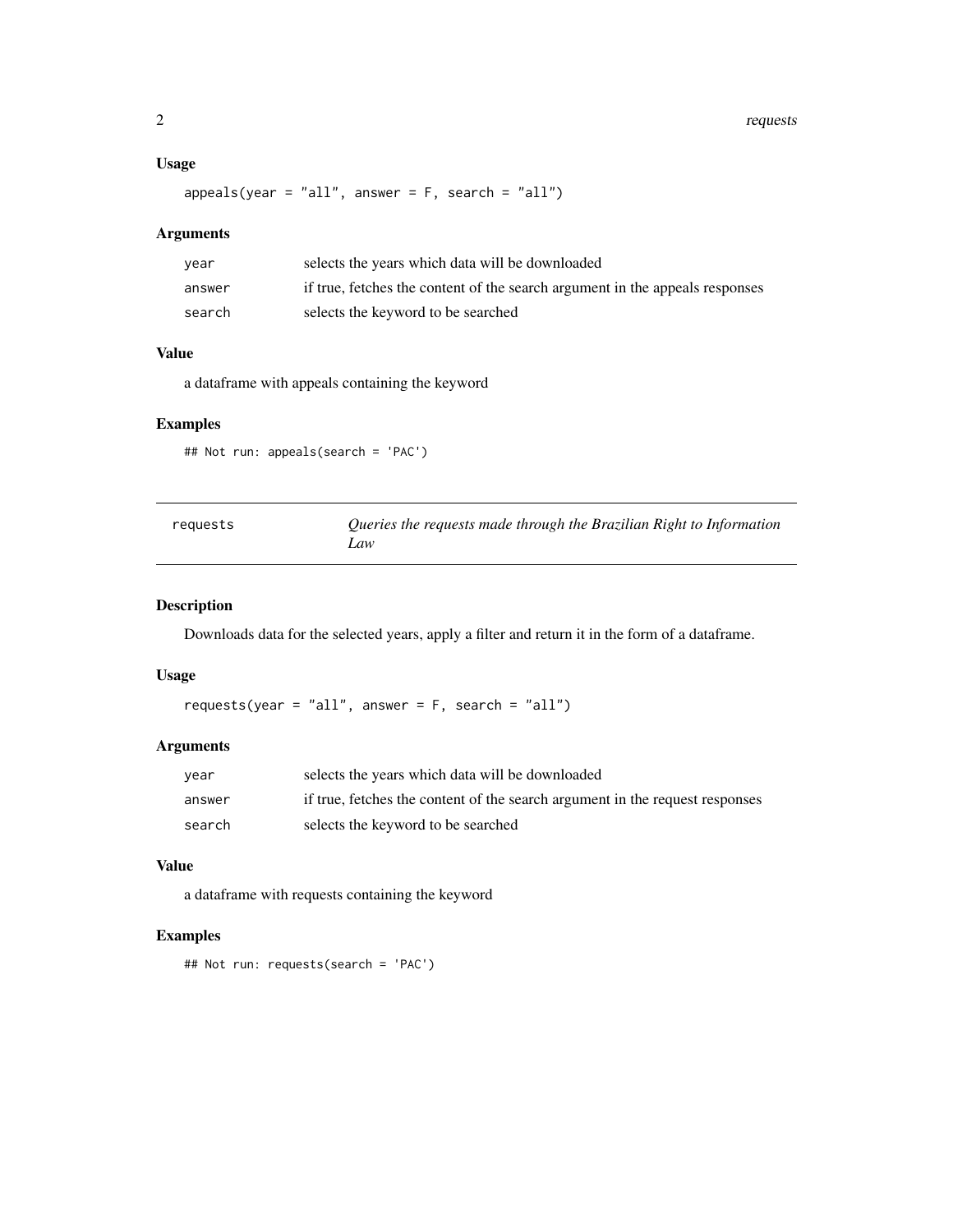### Usage

```
appeals(year = "all", answer = F, search = "all")
```

### Arguments

| | |
|---|---|
| year | selects the years which data will be downloaded |
| answer | if true, fetches the content of the search argument in the appeals responses |
| search | selects the keyword to be searched |

### Value

a dataframe with appeals containing the keyword

### Examples

```
## Not run: appeals(search = 'PAC')
```

---

## requests — *Queries the requests made through the Brazilian Right to Information Law*

---

### Description

Downloads data for the selected years, apply a filter and return it in the form of a dataframe.

### Usage

```
requests(year = "all", answer = F, search = "all")
```

### Arguments

| | |
|---|---|
| year | selects the years which data will be downloaded |
| answer | if true, fetches the content of the search argument in the request responses |
| search | selects the keyword to be searched |

### Value

a dataframe with requests containing the keyword

### Examples

```
## Not run: requests(search = 'PAC')
```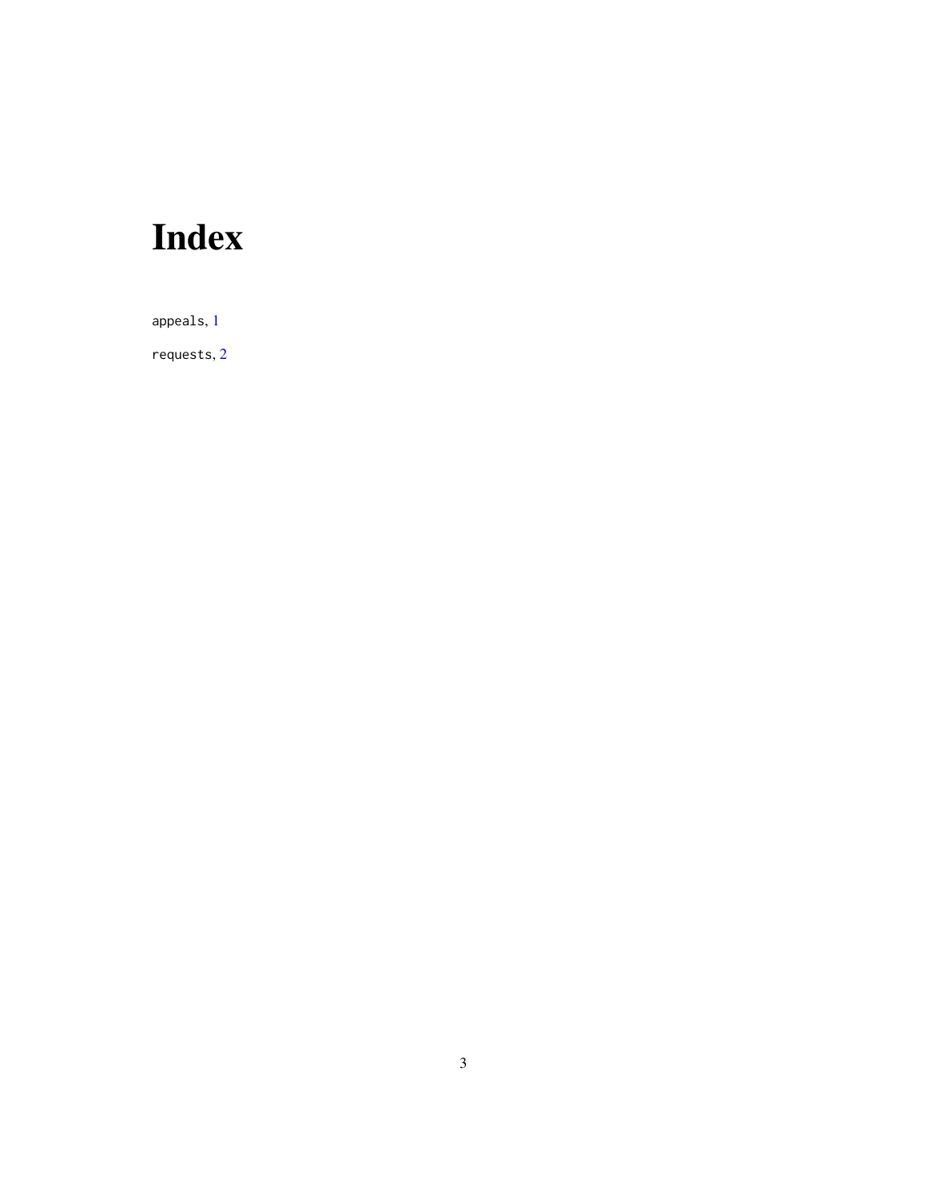# Index

appeals, 1

requests, 2